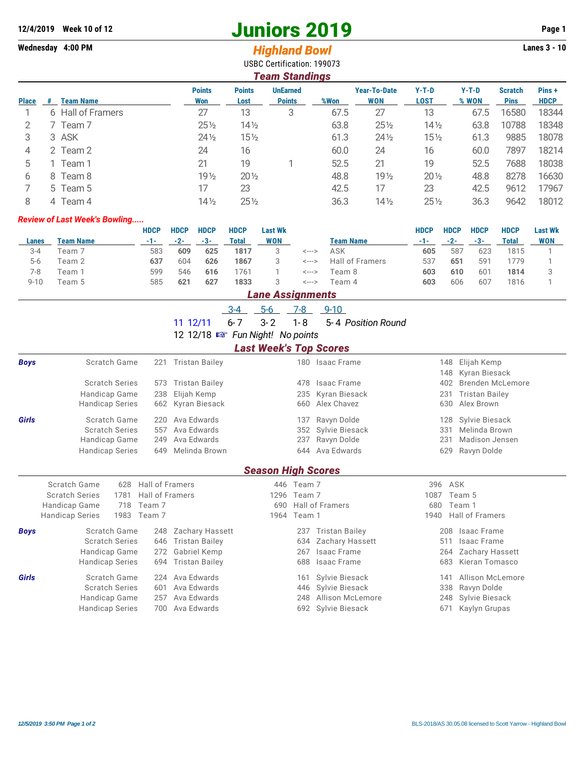12/4/2019 Week 10 of 12 | Wednesday 4:00 PM | Lanes 3 - 10

# Juniors 2019

## *Highland Bowl*

USBC Certification: 199073

### *Team Standings*

| Place | # | Team Name | Points Won | Points Lost | UnEarned Points | %Won | Year-To-Date WON | Y-T-D LOST | Y-T-D % WON | Scratch Pins | Pins + HDCP |
|---|---|---|---|---|---|---|---|---|---|---|---|
| 1 | 6 | Hall of Framers | 27 | 13 | 3 | 67.5 | 27 | 13 | 67.5 | 16580 | 18344 |
| 2 | 7 | Team 7 | 25½ | 14½ | | 63.8 | 25½ | 14½ | 63.8 | 10788 | 18348 |
| 3 | 3 | ASK | 24½ | 15½ | | 61.3 | 24½ | 15½ | 61.3 | 9885 | 18078 |
| 4 | 2 | Team 2 | 24 | 16 | | 60.0 | 24 | 16 | 60.0 | 7897 | 18214 |
| 5 | 1 | Team 1 | 21 | 19 | 1 | 52.5 | 21 | 19 | 52.5 | 7688 | 18038 |
| 6 | 8 | Team 8 | 19½ | 20½ | | 48.8 | 19½ | 20½ | 48.8 | 8278 | 16630 |
| 7 | 5 | Team 5 | 17 | 23 | | 42.5 | 17 | 23 | 42.5 | 9612 | 17967 |
| 8 | 4 | Team 4 | 14½ | 25½ | | 36.3 | 14½ | 25½ | 36.3 | 9642 | 18012 |

### *Review of Last Week's Bowling.....*

| Lanes | Team Name | HDCP -1- | HDCP -2- | HDCP -3- | HDCP Total | Last Wk WON | | Team Name | HDCP -1- | HDCP -2- | HDCP -3- | HDCP Total | Last Wk WON |
|---|---|---|---|---|---|---|---|---|---|---|---|---|---|
| 3-4 | Team 7 | 583 | **609** | **625** | **1817** | 3 | <---> | ASK | **605** | 587 | 623 | 1815 | 1 |
| 5-6 | Team 2 | **637** | 604 | **626** | **1867** | 3 | <---> | Hall of Framers | 537 | **651** | 591 | 1779 | 1 |
| 7-8 | Team 1 | 599 | 546 | **616** | 1761 | 1 | <---> | Team 8 | **603** | **610** | 601 | **1814** | 3 |
| 9-10 | Team 5 | 585 | **621** | **627** | **1833** | 3 | <---> | Team 4 | **603** | 606 | 607 | 1816 | 1 |

### *Lane Assignments*

| | | 3-4 | 5-6 | 7-8 | 9-10 | |
|---|---|---|---|---|---|---|
| 11 | 12/11 | 6-7 | 3-2 | 1-8 | 5-4 | *Position Round* |
| 12 | 12/18 | ☞ *Fun Night!* | *No points* | | | |

### *Last Week's Top Scores*

| | | | | | | | |
|---|---|---|---|---|---|---|---|
| ***Boys*** | Scratch Game | 221 | Tristan Bailey | 180 | Isaac Frame | 148 | Elijah Kemp |
| | | | | | | 148 | Kyran Biesack |
| | Scratch Series | 573 | Tristan Bailey | 478 | Isaac Frame | 402 | Brenden McLemore |
| | Handicap Game | 238 | Elijah Kemp | 235 | Kyran Biesack | 231 | Tristan Bailey |
| | Handicap Series | 662 | Kyran Biesack | 660 | Alex Chavez | 630 | Alex Brown |
| ***Girls*** | Scratch Game | 220 | Ava Edwards | 137 | Ravyn Dolde | 128 | Sylvie Biesack |
| | Scratch Series | 557 | Ava Edwards | 352 | Sylvie Biesack | 331 | Melinda Brown |
| | Handicap Game | 249 | Ava Edwards | 237 | Ravyn Dolde | 231 | Madison Jensen |
| | Handicap Series | 649 | Melinda Brown | 644 | Ava Edwards | 629 | Ravyn Dolde |

### *Season High Scores*

| | | | | | | | |
|---|---|---|---|---|---|---|---|
| | Scratch Game | 628 | Hall of Framers | 446 | Team 7 | 396 | ASK |
| | Scratch Series | 1781 | Hall of Framers | 1296 | Team 7 | 1087 | Team 5 |
| | Handicap Game | 718 | Team 7 | 690 | Hall of Framers | 680 | Team 1 |
| | Handicap Series | 1983 | Team 7 | 1964 | Team 1 | 1940 | Hall of Framers |
| ***Boys*** | Scratch Game | 248 | Zachary Hassett | 237 | Tristan Bailey | 208 | Isaac Frame |
| | Scratch Series | 646 | Tristan Bailey | 634 | Zachary Hassett | 511 | Isaac Frame |
| | Handicap Game | 272 | Gabriel Kemp | 267 | Isaac Frame | 264 | Zachary Hassett |
| | Handicap Series | 694 | Tristan Bailey | 688 | Isaac Frame | 683 | Kieran Tomasco |
| ***Girls*** | Scratch Game | 224 | Ava Edwards | 161 | Sylvie Biesack | 141 | Allison McLemore |
| | Scratch Series | 601 | Ava Edwards | 446 | Sylvie Biesack | 338 | Ravyn Dolde |
| | Handicap Game | 257 | Ava Edwards | 248 | Allison McLemore | 248 | Sylvie Biesack |
| | Handicap Series | 700 | Ava Edwards | 692 | Sylvie Biesack | 671 | Kaylyn Grupas |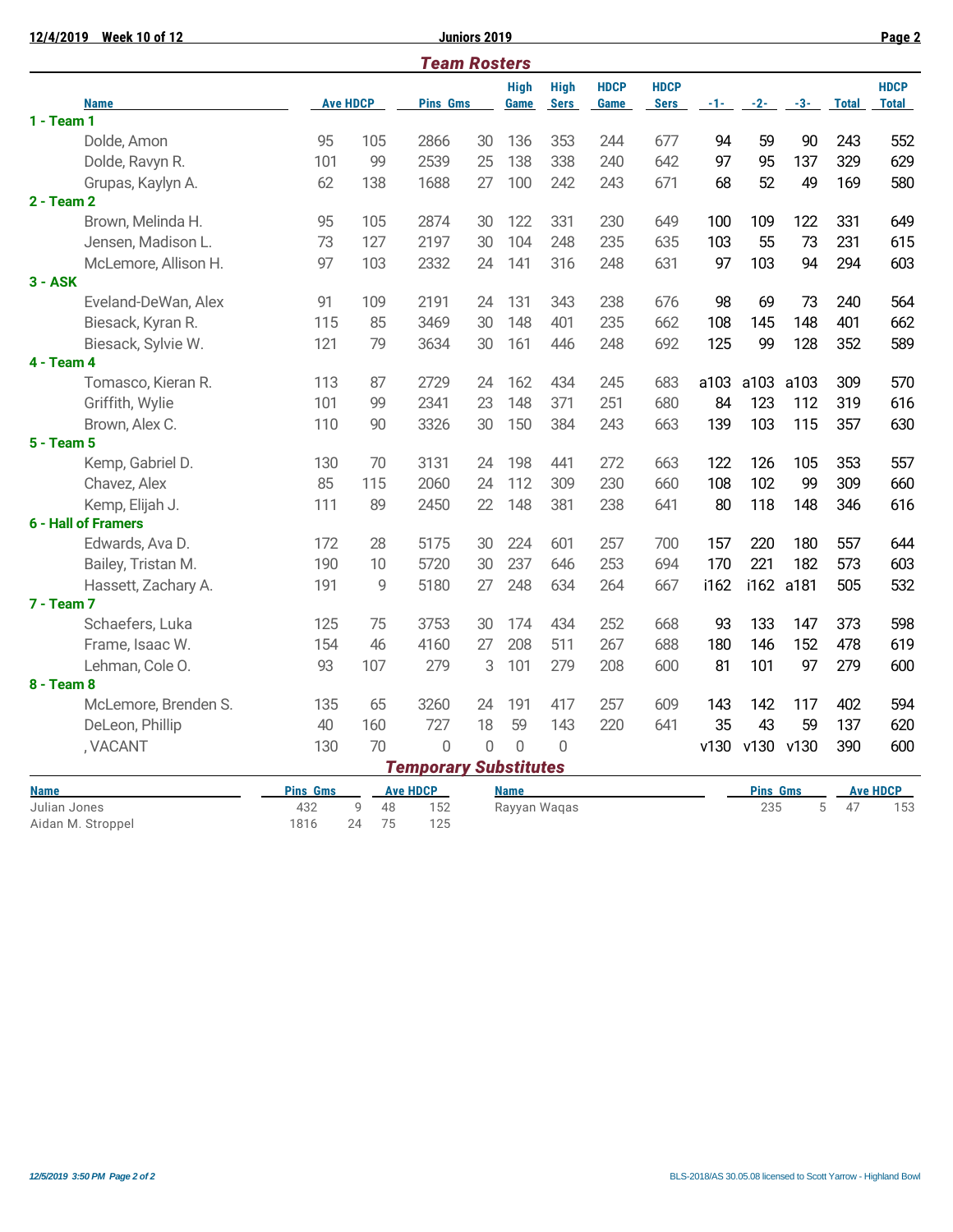## Team Rosters

| Name | Ave | HDCP | Pins | Gms | High Game | High Sers | HDCP Game | HDCP Sers | -1- | -2- | -3- | Total | HDCP Total |
|---|---|---|---|---|---|---|---|---|---|---|---|---|---|
| **1 - Team 1** | | | | | | | | | | | | | |
| Dolde, Amon | 95 | 105 | 2866 | 30 | 136 | 353 | 244 | 677 | 94 | 59 | 90 | 243 | 552 |
| Dolde, Ravyn R. | 101 | 99 | 2539 | 25 | 138 | 338 | 240 | 642 | 97 | 95 | 137 | 329 | 629 |
| Grupas, Kaylyn A. | 62 | 138 | 1688 | 27 | 100 | 242 | 243 | 671 | 68 | 52 | 49 | 169 | 580 |
| **2 - Team 2** | | | | | | | | | | | | | |
| Brown, Melinda H. | 95 | 105 | 2874 | 30 | 122 | 331 | 230 | 649 | 100 | 109 | 122 | 331 | 649 |
| Jensen, Madison L. | 73 | 127 | 2197 | 30 | 104 | 248 | 235 | 635 | 103 | 55 | 73 | 231 | 615 |
| McLemore, Allison H. | 97 | 103 | 2332 | 24 | 141 | 316 | 248 | 631 | 97 | 103 | 94 | 294 | 603 |
| **3 - ASK** | | | | | | | | | | | | | |
| Eveland-DeWan, Alex | 91 | 109 | 2191 | 24 | 131 | 343 | 238 | 676 | 98 | 69 | 73 | 240 | 564 |
| Biesack, Kyran R. | 115 | 85 | 3469 | 30 | 148 | 401 | 235 | 662 | 108 | 145 | 148 | 401 | 662 |
| Biesack, Sylvie W. | 121 | 79 | 3634 | 30 | 161 | 446 | 248 | 692 | 125 | 99 | 128 | 352 | 589 |
| **4 - Team 4** | | | | | | | | | | | | | |
| Tomasco, Kieran R. | 113 | 87 | 2729 | 24 | 162 | 434 | 245 | 683 | a103 | a103 | a103 | 309 | 570 |
| Griffith, Wylie | 101 | 99 | 2341 | 23 | 148 | 371 | 251 | 680 | 84 | 123 | 112 | 319 | 616 |
| Brown, Alex C. | 110 | 90 | 3326 | 30 | 150 | 384 | 243 | 663 | 139 | 103 | 115 | 357 | 630 |
| **5 - Team 5** | | | | | | | | | | | | | |
| Kemp, Gabriel D. | 130 | 70 | 3131 | 24 | 198 | 441 | 272 | 663 | 122 | 126 | 105 | 353 | 557 |
| Chavez, Alex | 85 | 115 | 2060 | 24 | 112 | 309 | 230 | 660 | 108 | 102 | 99 | 309 | 660 |
| Kemp, Elijah J. | 111 | 89 | 2450 | 22 | 148 | 381 | 238 | 641 | 80 | 118 | 148 | 346 | 616 |
| **6 - Hall of Framers** | | | | | | | | | | | | | |
| Edwards, Ava D. | 172 | 28 | 5175 | 30 | 224 | 601 | 257 | 700 | 157 | 220 | 180 | 557 | 644 |
| Bailey, Tristan M. | 190 | 10 | 5720 | 30 | 237 | 646 | 253 | 694 | 170 | 221 | 182 | 573 | 603 |
| Hassett, Zachary A. | 191 | 9 | 5180 | 27 | 248 | 634 | 264 | 667 | i162 | i162 | a181 | 505 | 532 |
| **7 - Team 7** | | | | | | | | | | | | | |
| Schaefers, Luka | 125 | 75 | 3753 | 30 | 174 | 434 | 252 | 668 | 93 | 133 | 147 | 373 | 598 |
| Frame, Isaac W. | 154 | 46 | 4160 | 27 | 208 | 511 | 267 | 688 | 180 | 146 | 152 | 478 | 619 |
| Lehman, Cole O. | 93 | 107 | 279 | 3 | 101 | 279 | 208 | 600 | 81 | 101 | 97 | 279 | 600 |
| **8 - Team 8** | | | | | | | | | | | | | |
| McLemore, Brenden S. | 135 | 65 | 3260 | 24 | 191 | 417 | 257 | 609 | 143 | 142 | 117 | 402 | 594 |
| DeLeon, Phillip | 40 | 160 | 727 | 18 | 59 | 143 | 220 | 641 | 35 | 43 | 59 | 137 | 620 |
| , VACANT | 130 | 70 | 0 | 0 | 0 | 0 | | | v130 | v130 | v130 | 390 | 600 |

## Temporary Substitutes

| Name | Pins | Gms | Ave | HDCP | Name | Pins | Gms | Ave | HDCP |
|---|---|---|---|---|---|---|---|---|---|
| Julian Jones | 432 | 9 | 48 | 152 | Rayyan Waqas | 235 | 5 | 47 | 153 |
| Aidan M. Stroppel | 1816 | 24 | 75 | 125 | | | | | |